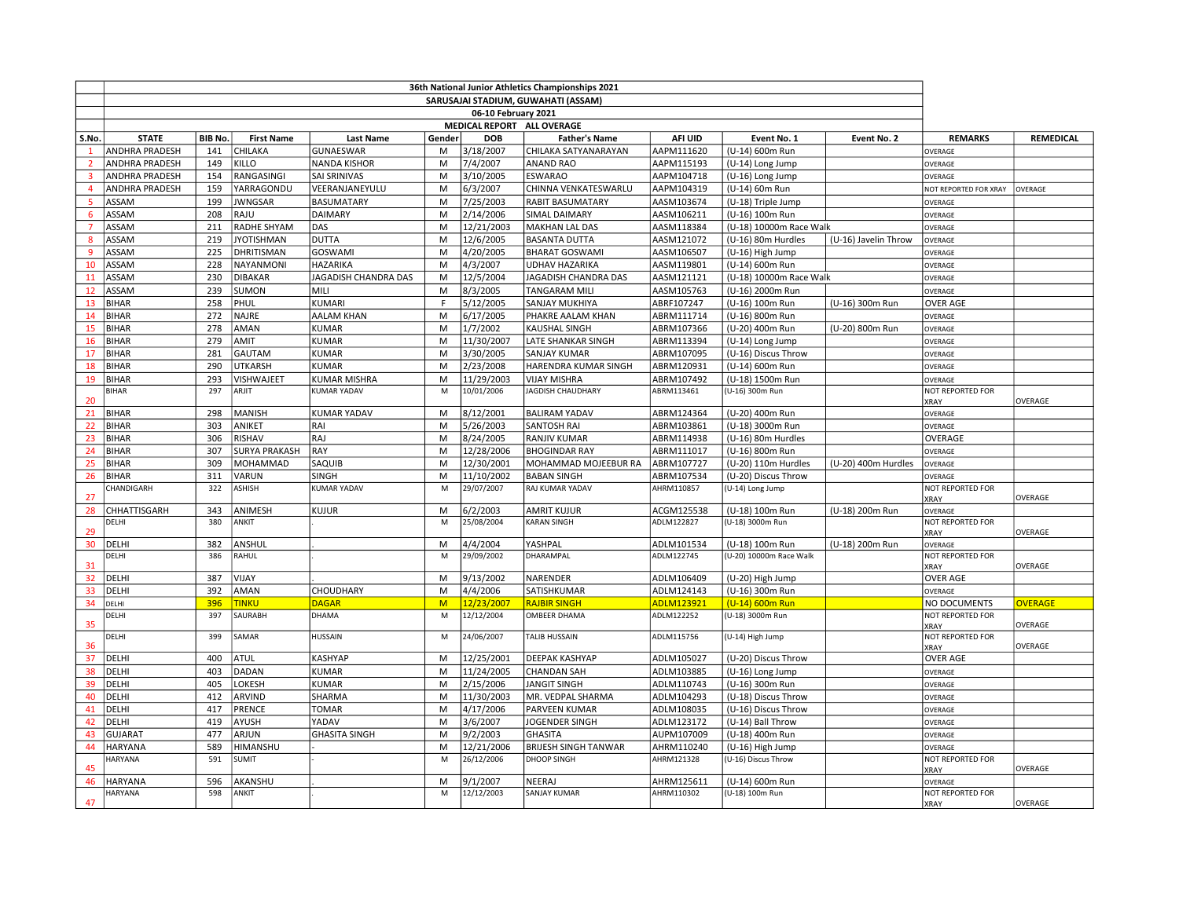| S.No. | STATE | BIB No. | First Name | Last Name | Gender | DOB | Father's Name | AFI UID | Event No. 1 | Event No. 2 | REMARKS | REMEDICAL |
|---|---|---|---|---|---|---|---|---|---|---|---|---|
| | 36th National Junior Athletics Championships 2021 | | | | | | | | | | | |
| | SARUSAJAI STADIUM, GUWAHATI (ASSAM) | | | | | | | | | | | |
| | 06-10 February 2021 | | | | | | | | | | | |
| | MEDICAL REPORT ALL OVERAGE | | | | | | | | | | | |
| 1 | ANDHRA PRADESH | 141 | CHILAKA | GUNAESWAR | M | 3/18/2007 | CHILAKA SATYANARAYAN | AAPM111620 | (U-14) 600m Run | | OVERAGE | |
| 2 | ANDHRA PRADESH | 149 | KILLO | NANDA KISHOR | M | 7/4/2007 | ANAND RAO | AAPM115193 | (U-14) Long Jump | | OVERAGE | |
| 3 | ANDHRA PRADESH | 154 | RANGASINGI | SAI SRINIVAS | M | 3/10/2005 | ESWARAO | AAPM104718 | (U-16) Long Jump | | OVERAGE | |
| 4 | ANDHRA PRADESH | 159 | YARRAGONDU | VEERANJANEYULU | M | 6/3/2007 | CHINNA VENKATESWARLU | AAPM104319 | (U-14) 60m Run | | NOT REPORTED FOR XRAY | OVERAGE |
| 5 | ASSAM | 199 | JWNGSAR | BASUMATARY | M | 7/25/2003 | RABIT BASUMATARY | AASM103674 | (U-18) Triple Jump | | OVERAGE | |
| 6 | ASSAM | 208 | RAJU | DAIMARY | M | 2/14/2006 | SIMAL DAIMARY | AASM106211 | (U-16) 100m Run | | OVERAGE | |
| 7 | ASSAM | 211 | RADHE SHYAM | DAS | M | 12/21/2003 | MAKHAN LAL DAS | AASM118384 | (U-18) 10000m Race Walk | | OVERAGE | |
| 8 | ASSAM | 219 | JYOTISHMAN | DUTTA | M | 12/6/2005 | BASANTA DUTTA | AASM121072 | (U-16) 80m Hurdles | (U-16) Javelin Throw | OVERAGE | |
| 9 | ASSAM | 225 | DHRITISMAN | GOSWAMI | M | 4/20/2005 | BHARAT GOSWAMI | AASM106507 | (U-16) High Jump | | OVERAGE | |
| 10 | ASSAM | 228 | NAYANMONI | HAZARIKA | M | 4/3/2007 | UDHAV HAZARIKA | AASM119801 | (U-14) 600m Run | | OVERAGE | |
| 11 | ASSAM | 230 | DIBAKAR | JAGADISH CHANDRA DAS | M | 12/5/2004 | JAGADISH CHANDRA DAS | AASM121121 | (U-18) 10000m Race Walk | | OVERAGE | |
| 12 | ASSAM | 239 | SUMON | MILI | M | 8/3/2005 | TANGARAM MILI | AASM105763 | (U-16) 2000m Run | | OVERAGE | |
| 13 | BIHAR | 258 | PHUL | KUMARI | F | 5/12/2005 | SANJAY MUKHIYA | ABRF107247 | (U-16) 100m Run | (U-16) 300m Run | OVER AGE | |
| 14 | BIHAR | 272 | NAJRE | AALAM KHAN | M | 6/17/2005 | PHAKRE AALAM KHAN | ABRM111714 | (U-16) 800m Run | | OVERAGE | |
| 15 | BIHAR | 278 | AMAN | KUMAR | M | 1/7/2002 | KAUSHAL SINGH | ABRM107366 | (U-20) 400m Run | (U-20) 800m Run | OVERAGE | |
| 16 | BIHAR | 279 | AMIT | KUMAR | M | 11/30/2007 | LATE SHANKAR SINGH | ABRM113394 | (U-14) Long Jump | | OVERAGE | |
| 17 | BIHAR | 281 | GAUTAM | KUMAR | M | 3/30/2005 | SANJAY KUMAR | ABRM107095 | (U-16) Discus Throw | | OVERAGE | |
| 18 | BIHAR | 290 | UTKARSH | KUMAR | M | 2/23/2008 | HARENDRA KUMAR SINGH | ABRM120931 | (U-14) 600m Run | | OVERAGE | |
| 19 | BIHAR | 293 | VISHWAJEET | KUMAR MISHRA | M | 11/29/2003 | VIJAY MISHRA | ABRM107492 | (U-18) 1500m Run | | OVERAGE | |
| 20 | BIHAR | 297 | ARJIT | KUMAR YADAV | M | 10/01/2006 | JAGDISH CHAUDHARY | ABRM113461 | (U-16) 300m Run | | NOT REPORTED FOR XRAY | OVERAGE |
| 21 | BIHAR | 298 | MANISH | KUMAR YADAV | M | 8/12/2001 | BALIRAM YADAV | ABRM124364 | (U-20) 400m Run | | OVERAGE | |
| 22 | BIHAR | 303 | ANIKET | RAI | M | 5/26/2003 | SANTOSH RAI | ABRM103861 | (U-18) 3000m Run | | OVERAGE | |
| 23 | BIHAR | 306 | RISHAV | RAJ | M | 8/24/2005 | RANJIV KUMAR | ABRM114938 | (U-16) 80m Hurdles | | OVERAGE | |
| 24 | BIHAR | 307 | SURYA PRAKASH | RAY | M | 12/28/2006 | BHOGINDAR RAY | ABRM111017 | (U-16) 800m Run | | OVERAGE | |
| 25 | BIHAR | 309 | MOHAMMAD | SAQUIB | M | 12/30/2001 | MOHAMMAD MOJEEBUR RA | ABRM107727 | (U-20) 110m Hurdles | (U-20) 400m Hurdles | OVERAGE | |
| 26 | BIHAR | 311 | VARUN | SINGH | M | 11/10/2002 | BABAN SINGH | ABRM107534 | (U-20) Discus Throw | | OVERAGE | |
| 27 | CHANDIGARH | 322 | ASHISH | KUMAR YADAV | M | 29/07/2007 | RAJ KUMAR YADAV | AHRM110857 | (U-14) Long Jump | | NOT REPORTED FOR XRAY | OVERAGE |
| 28 | CHHATTISGARH | 343 | ANIMESH | KUJUR | M | 6/2/2003 | AMRIT KUJUR | ACGM125538 | (U-18) 100m Run | (U-18) 200m Run | OVERAGE | |
| 29 | DELHI | 380 | ANKIT | . | M | 25/08/2004 | KARAN SINGH | ADLM122827 | (U-18) 3000m Run | | NOT REPORTED FOR XRAY | OVERAGE |
| 30 | DELHI | 382 | ANSHUL | . | M | 4/4/2004 | YASHPAL | ADLM101534 | (U-18) 100m Run | (U-18) 200m Run | OVERAGE | |
| 31 | DELHI | 386 | RAHUL | . | M | 29/09/2002 | DHARAMPAL | ADLM122745 | (U-20) 10000m Race Walk | | NOT REPORTED FOR XRAY | OVERAGE |
| 32 | DELHI | 387 | VIJAY | . | M | 9/13/2002 | NARENDER | ADLM106409 | (U-20) High Jump | | OVER AGE | |
| 33 | DELHI | 392 | AMAN | CHOUDHARY | M | 4/4/2006 | SATISHKUMAR | ADLM124143 | (U-16) 300m Run | | OVERAGE | |
| 34 | DELHI | 396 | TINKU | DAGAR | M | 12/23/2007 | RAJBIR SINGH | ADLM123921 | (U-14) 600m Run | | NO DOCUMENTS | OVERAGE |
| 35 | DELHI | 397 | SAURABH | DHAMA | M | 12/12/2004 | OMBEER DHAMA | ADLM122252 | (U-18) 3000m Run | | NOT REPORTED FOR XRAY | OVERAGE |
| 36 | DELHI | 399 | SAMAR | HUSSAIN | M | 24/06/2007 | TALIB HUSSAIN | ADLM115756 | (U-14) High Jump | | NOT REPORTED FOR XRAY | OVERAGE |
| 37 | DELHI | 400 | ATUL | KASHYAP | M | 12/25/2001 | DEEPAK KASHYAP | ADLM105027 | (U-20) Discus Throw | | OVER AGE | |
| 38 | DELHI | 403 | DADAN | KUMAR | M | 11/24/2005 | CHANDAN SAH | ADLM103885 | (U-16) Long Jump | | OVERAGE | |
| 39 | DELHI | 405 | LOKESH | KUMAR | M | 2/15/2006 | JANGIT SINGH | ADLM110743 | (U-16) 300m Run | | OVERAGE | |
| 40 | DELHI | 412 | ARVIND | SHARMA | M | 11/30/2003 | MR. VEDPAL SHARMA | ADLM104293 | (U-18) Discus Throw | | OVERAGE | |
| 41 | DELHI | 417 | PRENCE | TOMAR | M | 4/17/2006 | PARVEEN KUMAR | ADLM108035 | (U-16) Discus Throw | | OVERAGE | |
| 42 | DELHI | 419 | AYUSH | YADAV | M | 3/6/2007 | JOGENDER SINGH | ADLM123172 | (U-14) Ball Throw | | OVERAGE | |
| 43 | GUJARAT | 477 | ARJUN | GHASITA SINGH | M | 9/2/2003 | GHASITA | AUPM107009 | (U-18) 400m Run | | OVERAGE | |
| 44 | HARYANA | 589 | HIMANSHU | - | M | 12/21/2006 | BRIJESH SINGH TANWAR | AHRM110240 | (U-16) High Jump | | OVERAGE | |
| 45 | HARYANA | 591 | SUMIT | - | M | 26/12/2006 | DHOOP SINGH | AHRM121328 | (U-16) Discus Throw | | NOT REPORTED FOR XRAY | OVERAGE |
| 46 | HARYANA | 596 | AKANSHU | . | M | 9/1/2007 | NEERAJ | AHRM125611 | (U-14) 600m Run | | OVERAGE | |
| 47 | HARYANA | 598 | ANKIT | . | M | 12/12/2003 | SANJAY KUMAR | AHRM110302 | (U-18) 100m Run | | NOT REPORTED FOR XRAY | OVERAGE |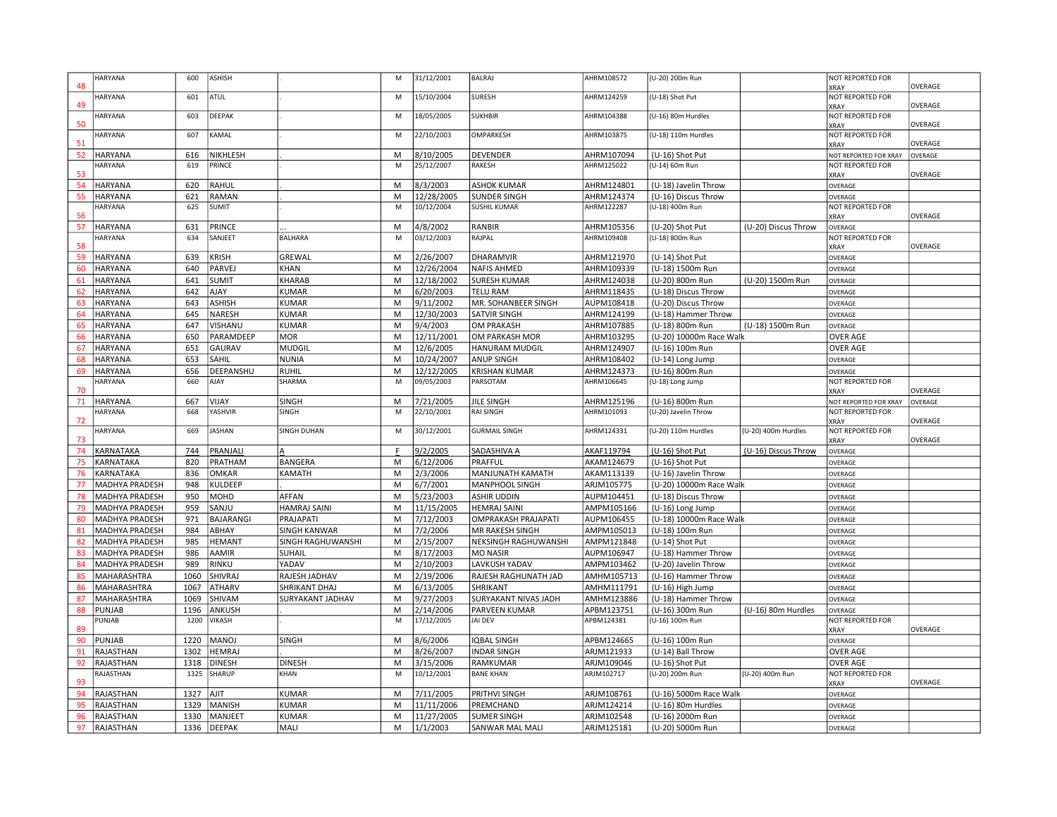| | | | | | | | | | | | | |
|---|---|---|---|---|---|---|---|---|---|---|---|---|
| 48 | HARYANA | 600 | ASHISH | . | M | 31/12/2001 | BALRAJ | AHRM108572 | (U-20) 200m Run | | NOT REPORTED FOR XRAY | OVERAGE |
| 49 | HARYANA | 601 | ATUL | . | M | 15/10/2004 | SURESH | AHRM124259 | (U-18) Shot Put | | NOT REPORTED FOR XRAY | OVERAGE |
| 50 | HARYANA | 603 | DEEPAK | . | M | 18/05/2005 | SUKHBIR | AHRM104388 | (U-16) 80m Hurdles | | NOT REPORTED FOR XRAY | OVERAGE |
| 51 | HARYANA | 607 | KAMAL | . | M | 22/10/2003 | OMPARKESH | AHRM103875 | (U-18) 110m Hurdles | | NOT REPORTED FOR XRAY | OVERAGE |
| 52 | HARYANA | 616 | NIKHLESH | . | M | 8/10/2005 | DEVENDER | AHRM107094 | (U-16) Shot Put | | NOT REPORTED FOR XRAY | OVERAGE |
| 53 | HARYANA | 619 | PRINCE | . | M | 25/12/2007 | RAKESH | AHRM125022 | (U-14) 60m Run | | NOT REPORTED FOR XRAY | OVERAGE |
| 54 | HARYANA | 620 | RAHUL | . | M | 8/3/2003 | ASHOK KUMAR | AHRM124801 | (U-18) Javelin Throw | | OVERAGE | |
| 55 | HARYANA | 621 | RAMAN | . | M | 12/28/2005 | SUNDER SINGH | AHRM124374 | (U-16) Discus Throw | | OVERAGE | |
| 56 | HARYANA | 625 | SUMIT | . | M | 10/12/2004 | SUSHIL KUMAR | AHRM122287 | (U-18) 400m Run | | NOT REPORTED FOR XRAY | OVERAGE |
| 57 | HARYANA | 631 | PRINCE | ... | M | 4/8/2002 | RANBIR | AHRM105356 | (U-20) Shot Put | (U-20) Discus Throw | OVERAGE | |
| 58 | HARYANA | 634 | SANJEET | BALHARA | M | 03/12/2003 | RAJPAL | AHRM109408 | (U-18) 800m Run | | NOT REPORTED FOR XRAY | OVERAGE |
| 59 | HARYANA | 639 | KRISH | GREWAL | M | 2/26/2007 | DHARAMVIR | AHRM121970 | (U-14) Shot Put | | OVERAGE | |
| 60 | HARYANA | 640 | PARVEJ | KHAN | M | 12/26/2004 | NAFIS AHMED | AHRM109339 | (U-18) 1500m Run | | OVERAGE | |
| 61 | HARYANA | 641 | SUMIT | KHARAB | M | 12/18/2002 | SURESH KUMAR | AHRM124038 | (U-20) 800m Run | (U-20) 1500m Run | OVERAGE | |
| 62 | HARYANA | 642 | AJAY | KUMAR | M | 6/20/2003 | TELU RAM | AHRM118435 | (U-18) Discus Throw | | OVERAGE | |
| 63 | HARYANA | 643 | ASHISH | KUMAR | M | 9/11/2002 | MR. SOHANBEER SINGH | AUPM108418 | (U-20) Discus Throw | | OVERAGE | |
| 64 | HARYANA | 645 | NARESH | KUMAR | M | 12/30/2003 | SATVIR SINGH | AHRM124199 | (U-18) Hammer Throw | | OVERAGE | |
| 65 | HARYANA | 647 | VISHANU | KUMAR | M | 9/4/2003 | OM PRAKASH | AHRM107885 | (U-18) 800m Run | (U-18) 1500m Run | OVERAGE | |
| 66 | HARYANA | 650 | PARAMDEEP | MOR | M | 12/11/2001 | OM PARKASH MOR | AHRM103295 | (U-20) 10000m Race Walk | | OVER AGE | |
| 67 | HARYANA | 651 | GAURAV | MUDGIL | M | 12/6/2005 | HANURAM MUDGIL | AHRM124907 | (U-16) 100m Run | | OVER AGE | |
| 68 | HARYANA | 653 | SAHIL | NUNIA | M | 10/24/2007 | ANUP SINGH | AHRM108402 | (U-14) Long Jump | | OVERAGE | |
| 69 | HARYANA | 656 | DEEPANSHU | RUHIL | M | 12/12/2005 | KRISHAN KUMAR | AHRM124373 | (U-16) 800m Run | | OVERAGE | |
| 70 | HARYANA | 660 | AJAY | SHARMA | M | 09/05/2003 | PARSOTAM | AHRM106645 | (U-18) Long Jump | | NOT REPORTED FOR XRAY | OVERAGE |
| 71 | HARYANA | 667 | VIJAY | SINGH | M | 7/21/2005 | JILE SINGH | AHRM125196 | (U-16) 800m Run | | NOT REPORTED FOR XRAY | OVERAGE |
| 72 | HARYANA | 668 | YASHVIR | SINGH | M | 22/10/2001 | RAI SINGH | AHRM101093 | (U-20) Javelin Throw | | NOT REPORTED FOR XRAY | OVERAGE |
| 73 | HARYANA | 669 | JASHAN | SINGH DUHAN | M | 30/12/2001 | GURMAIL SINGH | AHRM124331 | (U-20) 110m Hurdles | (U-20) 400m Hurdles | NOT REPORTED FOR XRAY | OVERAGE |
| 74 | KARNATAKA | 744 | PRANJALI | A | F | 9/2/2005 | SADASHIVA A | AKAF119794 | (U-16) Shot Put | (U-16) Discus Throw | OVERAGE | |
| 75 | KARNATAKA | 820 | PRATHAM | BANGERA | M | 6/12/2006 | PRAFFUL | AKAM124679 | (U-16) Shot Put | | OVERAGE | |
| 76 | KARNATAKA | 836 | OMKAR | KAMATH | M | 2/3/2006 | MANJUNATH KAMATH | AKAM113139 | (U-16) Javelin Throw | | OVERAGE | |
| 77 | MADHYA PRADESH | 948 | KULDEEP | . | M | 6/7/2001 | MANPHOOL SINGH | ARJM105775 | (U-20) 10000m Race Walk | | OVERAGE | |
| 78 | MADHYA PRADESH | 950 | MOHD | AFFAN | M | 5/23/2003 | ASHIR UDDIN | AUPM104451 | (U-18) Discus Throw | | OVERAGE | |
| 79 | MADHYA PRADESH | 959 | SANJU | HAMRAJ SAINI | M | 11/15/2005 | HEMRAJ SAINI | AMPM105166 | (U-16) Long Jump | | OVERAGE | |
| 80 | MADHYA PRADESH | 971 | BAJARANGI | PRAJAPATI | M | 7/12/2003 | OMPRAKASH PRAJAPATI | AUPM106455 | (U-18) 10000m Race Walk | | OVERAGE | |
| 81 | MADHYA PRADESH | 984 | ABHAY | SINGH KANWAR | M | 7/2/2006 | MR RAKESH SINGH | AMPM105013 | (U-18) 100m Run | | OVERAGE | |
| 82 | MADHYA PRADESH | 985 | HEMANT | SINGH RAGHUWANSHI | M | 2/15/2007 | NEKSINGH RAGHUWANSHI | AMPM121848 | (U-14) Shot Put | | OVERAGE | |
| 83 | MADHYA PRADESH | 986 | AAMIR | SUHAIL | M | 8/17/2003 | MO NASIR | AUPM106947 | (U-18) Hammer Throw | | OVERAGE | |
| 84 | MADHYA PRADESH | 989 | RINKU | YADAV | M | 2/10/2003 | LAVKUSH YADAV | AMPM103462 | (U-20) Javelin Throw | | OVERAGE | |
| 85 | MAHARASHTRA | 1060 | SHIVRAJ | RAJESH JADHAV | M | 2/19/2006 | RAJESH RAGHUNATH JAD | AMHM105713 | (U-16) Hammer Throw | | OVERAGE | |
| 86 | MAHARASHTRA | 1067 | ATHARV | SHRIKANT DHAJ | M | 6/13/2005 | SHRIKANT | AMHM111791 | (U-16) High Jump | | OVERAGE | |
| 87 | MAHARASHTRA | 1069 | SHIVAM | SURYAKANT JADHAV | M | 9/27/2003 | SURYAKANT NIVAS JADH | AMHM123886 | (U-18) Hammer Throw | | OVERAGE | |
| 88 | PUNJAB | 1196 | ANKUSH | | M | 2/14/2006 | PARVEEN KUMAR | APBM123751 | (U-16) 300m Run | (U-16) 80m Hurdles | OVERAGE | |
| 89 | PUNJAB | 1200 | VIKASH | . | M | 17/12/2005 | JAI DEV | APBM124381 | (U-16) 100m Run | | NOT REPORTED FOR XRAY | OVERAGE |
| 90 | PUNJAB | 1220 | MANOJ | SINGH | M | 8/6/2006 | IQBAL SINGH | APBM124665 | (U-16) 100m Run | | OVERAGE | |
| 91 | RAJASTHAN | 1302 | HEMRAJ | . | M | 8/26/2007 | INDAR SINGH | ARJM121933 | (U-14) Ball Throw | | OVER AGE | |
| 92 | RAJASTHAN | 1318 | DINESH | DINESH | M | 3/15/2006 | RAMKUMAR | ARJM109046 | (U-16) Shot Put | | OVER AGE | |
| 93 | RAJASTHAN | 1325 | SHARUP | KHAN | M | 10/12/2001 | BANE KHAN | ARJM102717 | (U-20) 200m Run | (U-20) 400m Run | NOT REPORTED FOR XRAY | OVERAGE |
| 94 | RAJASTHAN | 1327 | AJIT | KUMAR | M | 7/11/2005 | PRITHVI SINGH | ARJM108761 | (U-16) 5000m Race Walk | | OVERAGE | |
| 95 | RAJASTHAN | 1329 | MANISH | KUMAR | M | 11/11/2006 | PREMCHAND | ARJM124214 | (U-16) 80m Hurdles | | OVERAGE | |
| 96 | RAJASTHAN | 1330 | MANJEET | KUMAR | M | 11/27/2005 | SUMER SINGH | ARJM102548 | (U-16) 2000m Run | | OVERAGE | |
| 97 | RAJASTHAN | 1336 | DEEPAK | MALI | M | 1/1/2003 | SANWAR MAL MALI | ARJM125181 | (U-20) 5000m Run | | OVERAGE | |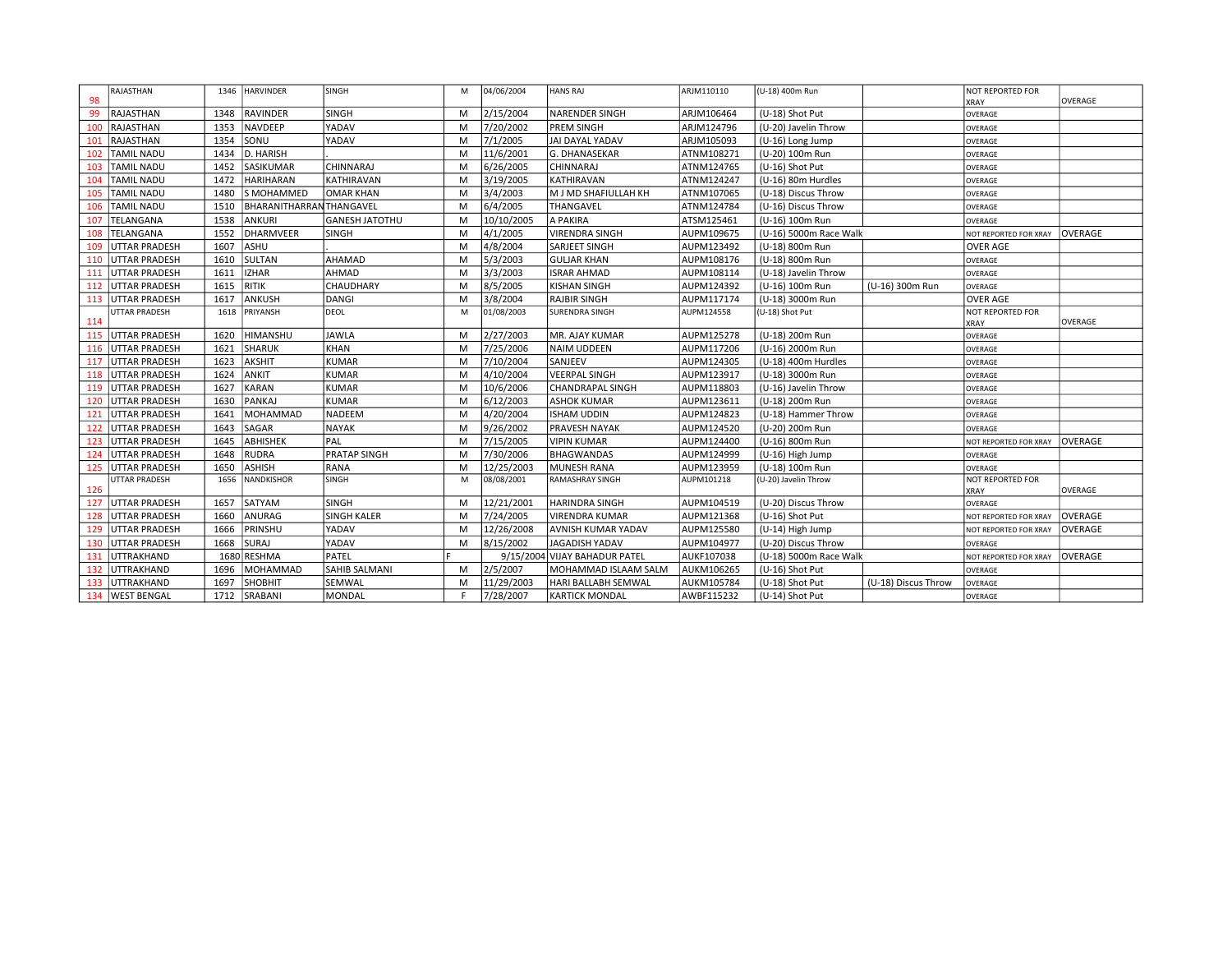| | | | | | | | | | | | |
|---|---|---|---|---|---|---|---|---|---|---|---|
| 98 | RAJASTHAN | 1346 | HARVINDER | SINGH | M | 04/06/2004 | HANS RAJ | ARJM110110 | (U-18) 400m Run | | NOT REPORTED FOR XRAY | OVERAGE |
| 99 | RAJASTHAN | 1348 | RAVINDER | SINGH | M | 2/15/2004 | NARENDER SINGH | ARJM106464 | (U-18) Shot Put | | OVERAGE | |
| 100 | RAJASTHAN | 1353 | NAVDEEP | YADAV | M | 7/20/2002 | PREM SINGH | ARJM124796 | (U-20) Javelin Throw | | OVERAGE | |
| 101 | RAJASTHAN | 1354 | SONU | YADAV | M | 7/1/2005 | JAI DAYAL YADAV | ARJM105093 | (U-16) Long Jump | | OVERAGE | |
| 102 | TAMIL NADU | 1434 | D. HARISH | . | M | 11/6/2001 | G. DHANASEKAR | ATNM108271 | (U-20) 100m Run | | OVERAGE | |
| 103 | TAMIL NADU | 1452 | SASIKUMAR | CHINNARAJ | M | 6/26/2005 | CHINNARAJ | ATNM124765 | (U-16) Shot Put | | OVERAGE | |
| 104 | TAMIL NADU | 1472 | HARIHARAN | KATHIRAVAN | M | 3/19/2005 | KATHIRAVAN | ATNM124247 | (U-16) 80m Hurdles | | OVERAGE | |
| 105 | TAMIL NADU | 1480 | S MOHAMMED | OMAR KHAN | M | 3/4/2003 | M J MD SHAFIULLAH KH | ATNM107065 | (U-18) Discus Throw | | OVERAGE | |
| 106 | TAMIL NADU | 1510 | BHARANITHARRAN | THANGAVEL | M | 6/4/2005 | THANGAVEL | ATNM124784 | (U-16) Discus Throw | | OVERAGE | |
| 107 | TELANGANA | 1538 | ANKURI | GANESH JATOTHU | M | 10/10/2005 | A PAKIRA | ATSM125461 | (U-16) 100m Run | | OVERAGE | |
| 108 | TELANGANA | 1552 | DHARMVEER | SINGH | M | 4/1/2005 | VIRENDRA SINGH | AUPM109675 | (U-16) 5000m Race Walk | | NOT REPORTED FOR XRAY | OVERAGE |
| 109 | UTTAR PRADESH | 1607 | ASHU | . | M | 4/8/2004 | SARJEET SINGH | AUPM123492 | (U-18) 800m Run | | OVER AGE | |
| 110 | UTTAR PRADESH | 1610 | SULTAN | AHAMAD | M | 5/3/2003 | GULJAR KHAN | AUPM108176 | (U-18) 800m Run | | OVERAGE | |
| 111 | UTTAR PRADESH | 1611 | IZHAR | AHMAD | M | 3/3/2003 | ISRAR AHMAD | AUPM108114 | (U-18) Javelin Throw | | OVERAGE | |
| 112 | UTTAR PRADESH | 1615 | RITIK | CHAUDHARY | M | 8/5/2005 | KISHAN SINGH | AUPM124392 | (U-16) 100m Run | (U-16) 300m Run | OVERAGE | |
| 113 | UTTAR PRADESH | 1617 | ANKUSH | DANGI | M | 3/8/2004 | RAJBIR SINGH | AUPM117174 | (U-18) 3000m Run | | OVER AGE | |
| 114 | UTTAR PRADESH | 1618 | PRIYANSH | DEOL | M | 01/08/2003 | SURENDRA SINGH | AUPM124558 | (U-18) Shot Put | | NOT REPORTED FOR XRAY | OVERAGE |
| 115 | UTTAR PRADESH | 1620 | HIMANSHU | JAWLA | M | 2/27/2003 | MR. AJAY KUMAR | AUPM125278 | (U-18) 200m Run | | OVERAGE | |
| 116 | UTTAR PRADESH | 1621 | SHARUK | KHAN | M | 7/25/2006 | NAIM UDDEEN | AUPM117206 | (U-16) 2000m Run | | OVERAGE | |
| 117 | UTTAR PRADESH | 1623 | AKSHIT | KUMAR | M | 7/10/2004 | SANJEEV | AUPM124305 | (U-18) 400m Hurdles | | OVERAGE | |
| 118 | UTTAR PRADESH | 1624 | ANKIT | KUMAR | M | 4/10/2004 | VEERPAL SINGH | AUPM123917 | (U-18) 3000m Run | | OVERAGE | |
| 119 | UTTAR PRADESH | 1627 | KARAN | KUMAR | M | 10/6/2006 | CHANDRAPAL SINGH | AUPM118803 | (U-16) Javelin Throw | | OVERAGE | |
| 120 | UTTAR PRADESH | 1630 | PANKAJ | KUMAR | M | 6/12/2003 | ASHOK KUMAR | AUPM123611 | (U-18) 200m Run | | OVERAGE | |
| 121 | UTTAR PRADESH | 1641 | MOHAMMAD | NADEEM | M | 4/20/2004 | ISHAM UDDIN | AUPM124823 | (U-18) Hammer Throw | | OVERAGE | |
| 122 | UTTAR PRADESH | 1643 | SAGAR | NAYAK | M | 9/26/2002 | PRAVESH NAYAK | AUPM124520 | (U-20) 200m Run | | OVERAGE | |
| 123 | UTTAR PRADESH | 1645 | ABHISHEK | PAL | M | 7/15/2005 | VIPIN KUMAR | AUPM124400 | (U-16) 800m Run | | NOT REPORTED FOR XRAY | OVERAGE |
| 124 | UTTAR PRADESH | 1648 | RUDRA | PRATAP SINGH | M | 7/30/2006 | BHAGWANDAS | AUPM124999 | (U-16) High Jump | | OVERAGE | |
| 125 | UTTAR PRADESH | 1650 | ASHISH | RANA | M | 12/25/2003 | MUNESH RANA | AUPM123959 | (U-18) 100m Run | | OVERAGE | |
| 126 | UTTAR PRADESH | 1656 | NANDKISHOR | SINGH | M | 08/08/2001 | RAMASHRAY SINGH | AUPM101218 | (U-20) Javelin Throw | | NOT REPORTED FOR XRAY | OVERAGE |
| 127 | UTTAR PRADESH | 1657 | SATYAM | SINGH | M | 12/21/2001 | HARINDRA SINGH | AUPM104519 | (U-20) Discus Throw | | OVERAGE | |
| 128 | UTTAR PRADESH | 1660 | ANURAG | SINGH KALER | M | 7/24/2005 | VIRENDRA KUMAR | AUPM121368 | (U-16) Shot Put | | NOT REPORTED FOR XRAY | OVERAGE |
| 129 | UTTAR PRADESH | 1666 | PRINSHU | YADAV | M | 12/26/2008 | AVNISH KUMAR YADAV | AUPM125580 | (U-14) High Jump | | NOT REPORTED FOR XRAY | OVERAGE |
| 130 | UTTAR PRADESH | 1668 | SURAJ | YADAV | M | 8/15/2002 | JAGADISH YADAV | AUPM104977 | (U-20) Discus Throw | | OVERAGE | |
| 131 | UTTRAKHAND | 1680 | RESHMA | PATEL | F | 9/15/2004 | VIJAY BAHADUR PATEL | AUKF107038 | (U-18) 5000m Race Walk | | NOT REPORTED FOR XRAY | OVERAGE |
| 132 | UTTRAKHAND | 1696 | MOHAMMAD | SAHIB SALMANI | M | 2/5/2007 | MOHAMMAD ISLAAM SALM | AUKM106265 | (U-16) Shot Put | | OVERAGE | |
| 133 | UTTRAKHAND | 1697 | SHOBHIT | SEMWAL | M | 11/29/2003 | HARI BALLABH SEMWAL | AUKM105784 | (U-18) Shot Put | (U-18) Discus Throw | OVERAGE | |
| 134 | WEST BENGAL | 1712 | SRABANI | MONDAL | F | 7/28/2007 | KARTICK MONDAL | AWBF115232 | (U-14) Shot Put | | OVERAGE | |